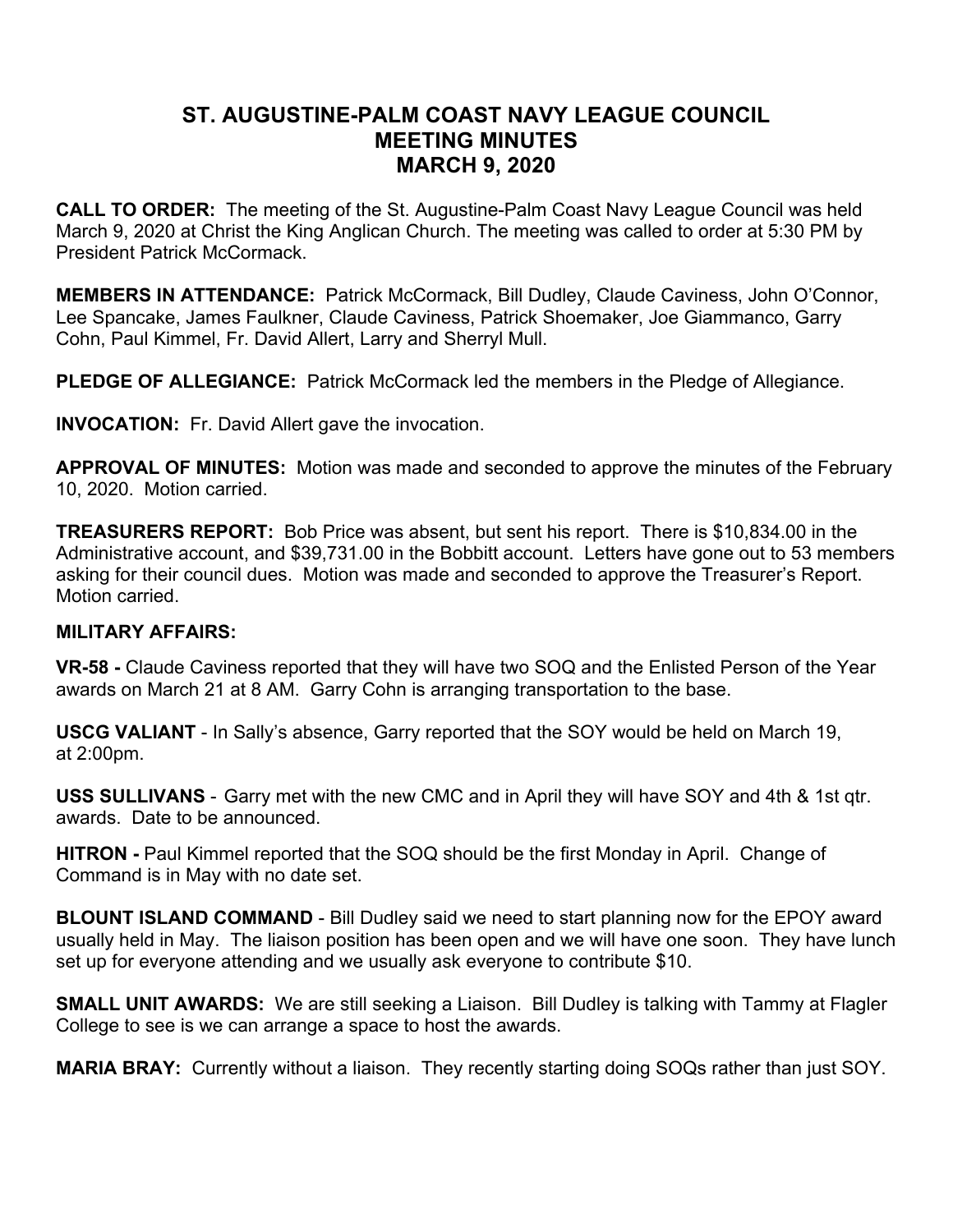# ST. AUGUSTINE-PALM COAST NAVY LEAGUE COUNCIL
# MEETING MINUTES
# MARCH 9, 2020

**CALL TO ORDER:** The meeting of the St. Augustine-Palm Coast Navy League Council was held March 9, 2020 at Christ the King Anglican Church. The meeting was called to order at 5:30 PM by President Patrick McCormack.

**MEMBERS IN ATTENDANCE:** Patrick McCormack, Bill Dudley, Claude Caviness, John O'Connor, Lee Spancake, James Faulkner, Claude Caviness, Patrick Shoemaker, Joe Giammanco, Garry Cohn, Paul Kimmel, Fr. David Allert, Larry and Sherryl Mull.

**PLEDGE OF ALLEGIANCE:** Patrick McCormack led the members in the Pledge of Allegiance.

**INVOCATION:** Fr. David Allert gave the invocation.

**APPROVAL OF MINUTES:** Motion was made and seconded to approve the minutes of the February 10, 2020. Motion carried.

**TREASURERS REPORT:** Bob Price was absent, but sent his report. There is $10,834.00 in the Administrative account, and $39,731.00 in the Bobbitt account. Letters have gone out to 53 members asking for their council dues. Motion was made and seconded to approve the Treasurer's Report. Motion carried.

**MILITARY AFFAIRS:**

**VR-58 -** Claude Caviness reported that they will have two SOQ and the Enlisted Person of the Year awards on March 21 at 8 AM. Garry Cohn is arranging transportation to the base.

**USCG VALIANT** - In Sally's absence, Garry reported that the SOY would be held on March 19, at 2:00pm.

**USS SULLIVANS** - Garry met with the new CMC and in April they will have SOY and 4th & 1st qtr. awards. Date to be announced.

**HITRON -** Paul Kimmel reported that the SOQ should be the first Monday in April. Change of Command is in May with no date set.

**BLOUNT ISLAND COMMAND** - Bill Dudley said we need to start planning now for the EPOY award usually held in May. The liaison position has been open and we will have one soon. They have lunch set up for everyone attending and we usually ask everyone to contribute $10.

**SMALL UNIT AWARDS:** We are still seeking a Liaison. Bill Dudley is talking with Tammy at Flagler College to see is we can arrange a space to host the awards.

**MARIA BRAY:** Currently without a liaison. They recently starting doing SOQs rather than just SOY.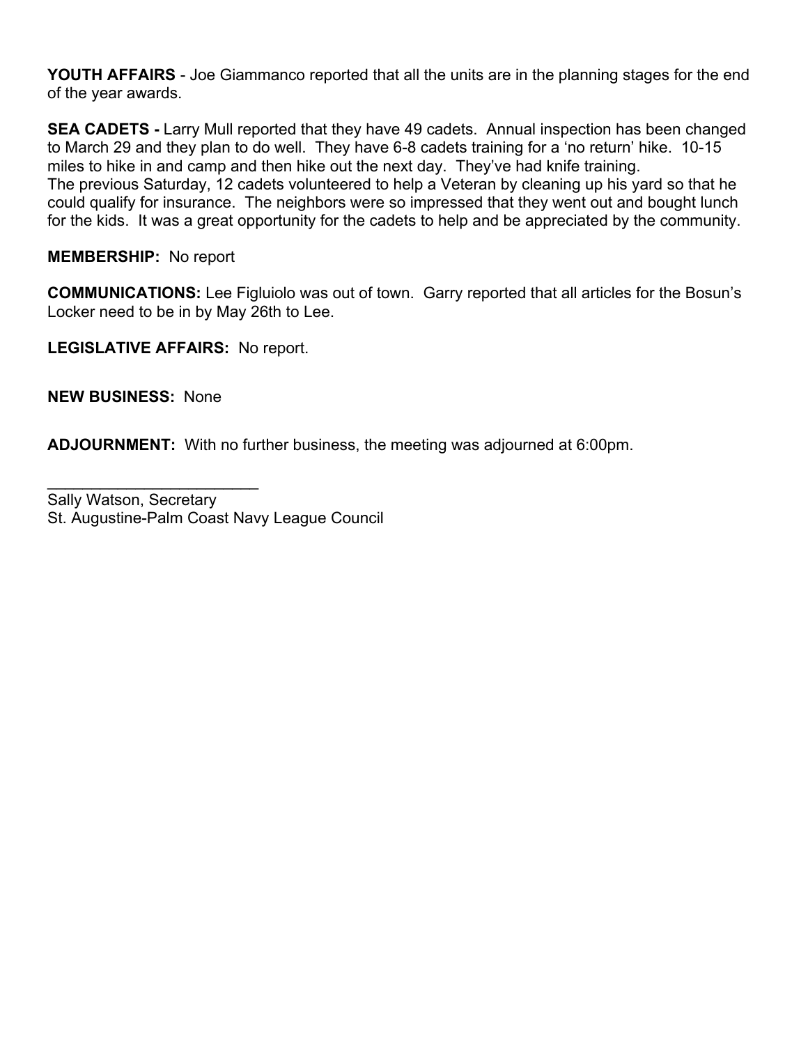**YOUTH AFFAIRS** - Joe Giammanco reported that all the units are in the planning stages for the end of the year awards.

**SEA CADETS -** Larry Mull reported that they have 49 cadets. Annual inspection has been changed to March 29 and they plan to do well. They have 6-8 cadets training for a 'no return' hike. 10-15 miles to hike in and camp and then hike out the next day. They've had knife training.
The previous Saturday, 12 cadets volunteered to help a Veteran by cleaning up his yard so that he could qualify for insurance. The neighbors were so impressed that they went out and bought lunch for the kids. It was a great opportunity for the cadets to help and be appreciated by the community.

**MEMBERSHIP:** No report

**COMMUNICATIONS:** Lee Figluiolo was out of town. Garry reported that all articles for the Bosun's Locker need to be in by May 26th to Lee.

**LEGISLATIVE AFFAIRS:** No report.

**NEW BUSINESS:** None

**ADJOURNMENT:** With no further business, the meeting was adjourned at 6:00pm.

_________________________
Sally Watson, Secretary
St. Augustine-Palm Coast Navy League Council